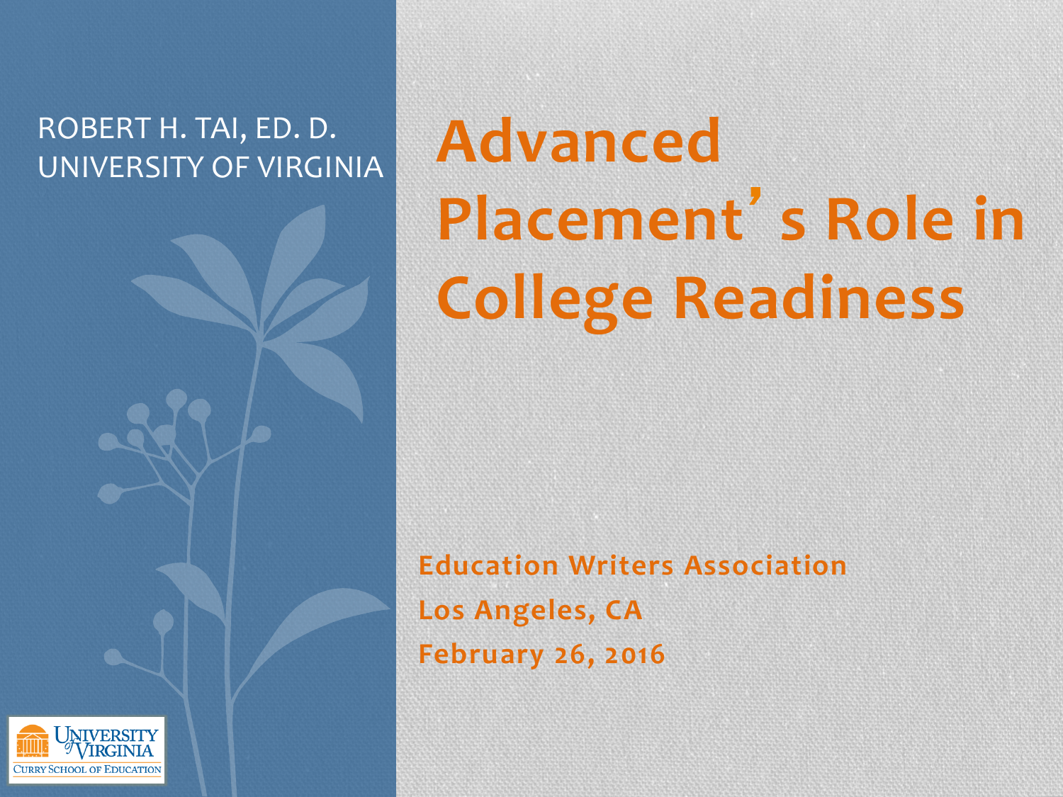ROBERT H. TAI, ED. D.
UNIVERSITY OF VIRGINIA

# Advanced Placement's Role in College Readiness

**Education Writers Association**

**Los Angeles, CA**

**February 26, 2016**

UNIVERSITY of VIRGINIA
CURRY SCHOOL OF EDUCATION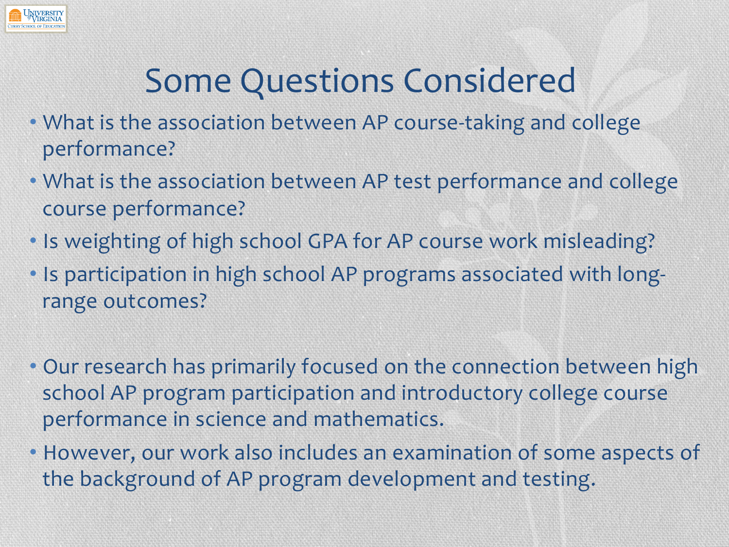# Some Questions Considered

- What is the association between AP course-taking and college performance?
- What is the association between AP test performance and college course performance?
- Is weighting of high school GPA for AP course work misleading?
- Is participation in high school AP programs associated with long-range outcomes?

- Our research has primarily focused on the connection between high school AP program participation and introductory college course performance in science and mathematics.
- However, our work also includes an examination of some aspects of the background of AP program development and testing.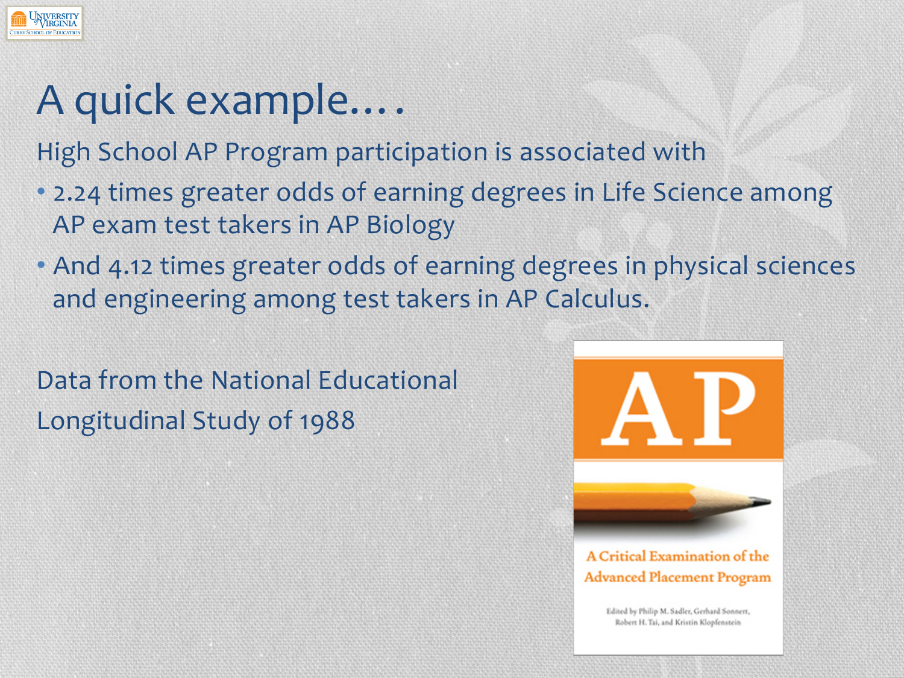# A quick example....

High School AP Program participation is associated with

- 2.24 times greater odds of earning degrees in Life Science among AP exam test takers in AP Biology
- And 4.12 times greater odds of earning degrees in physical sciences and engineering among test takers in AP Calculus.

Data from the National Educational Longitudinal Study of 1988

AP

A Critical Examination of the Advanced Placement Program

Edited by Philip M. Sadler, Gerhard Sonnert, Robert H. Tai, and Kristin Klopfenstein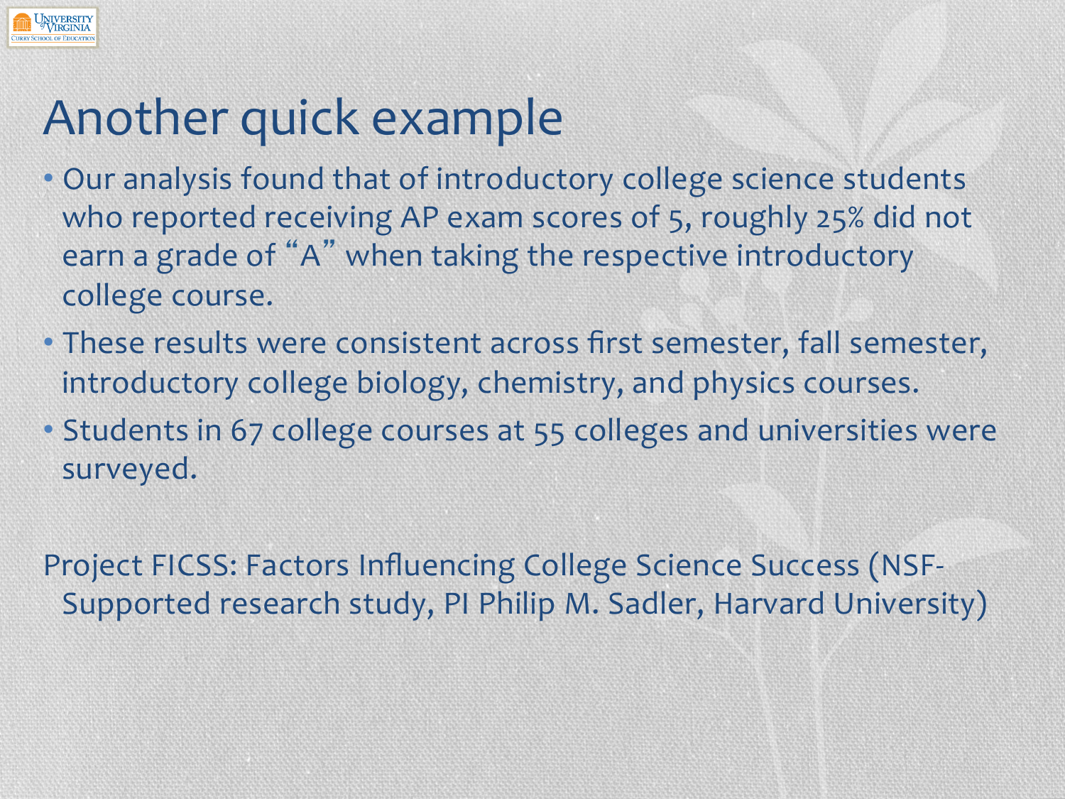# Another quick example

- Our analysis found that of introductory college science students who reported receiving AP exam scores of 5, roughly 25% did not earn a grade of "A" when taking the respective introductory college course.
- These results were consistent across first semester, fall semester, introductory college biology, chemistry, and physics courses.
- Students in 67 college courses at 55 colleges and universities were surveyed.

Project FICSS: Factors Influencing College Science Success (NSF-Supported research study, PI Philip M. Sadler, Harvard University)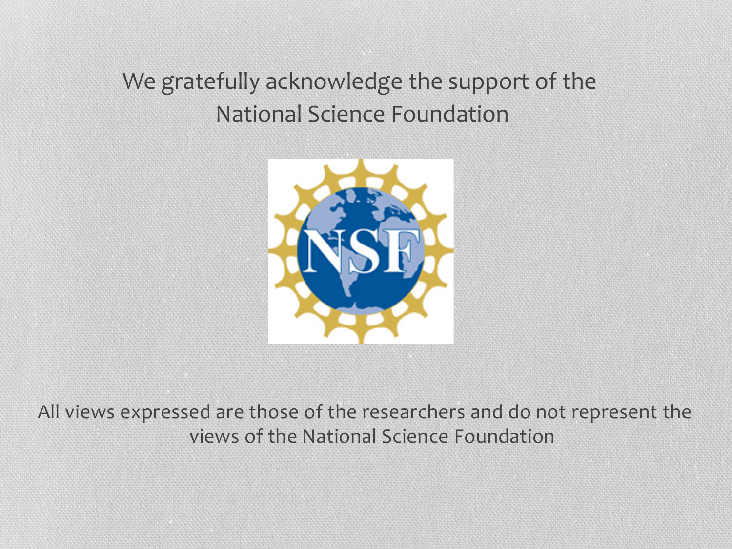We gratefully acknowledge the support of the National Science Foundation

All views expressed are those of the researchers and do not represent the views of the National Science Foundation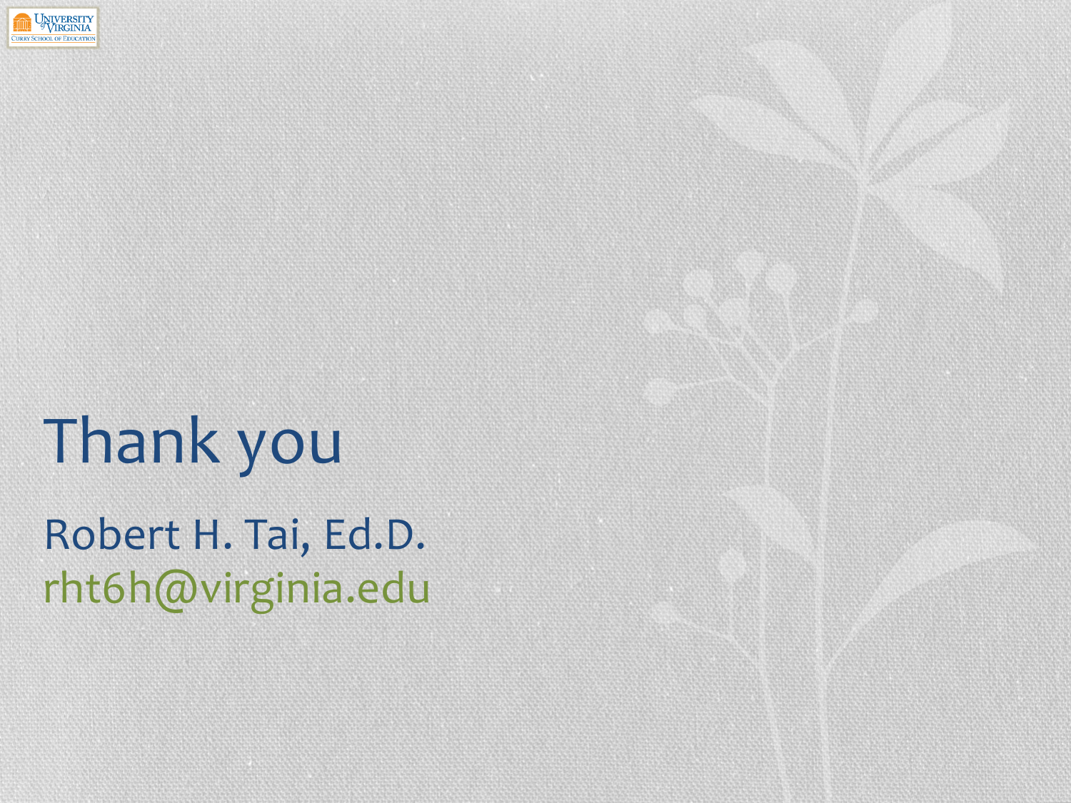# Thank you

Robert H. Tai, Ed.D.

rht6h@virginia.edu